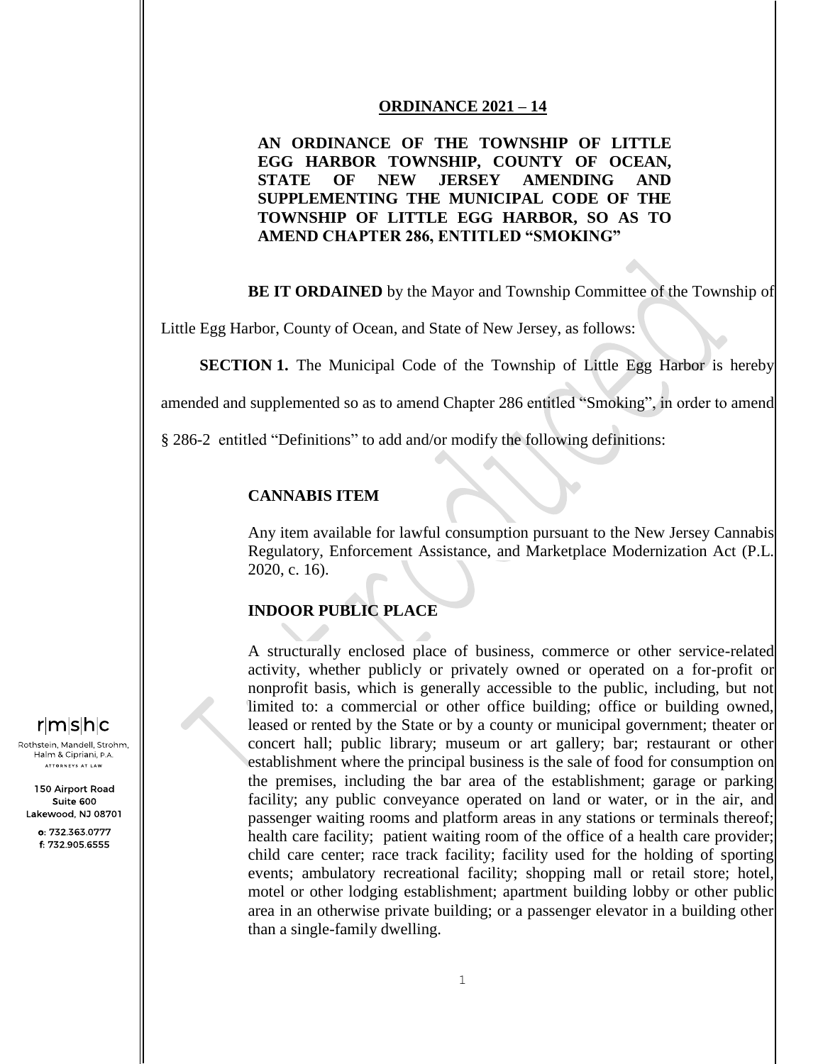**ORDINANCE 2021 – 14**

**AN ORDINANCE OF THE TOWNSHIP OF LITTLE EGG HARBOR TOWNSHIP, COUNTY OF OCEAN, STATE OF NEW JERSEY AMENDING AND SUPPLEMENTING THE MUNICIPAL CODE OF THE TOWNSHIP OF LITTLE EGG HARBOR, SO AS TO AMEND CHAPTER 286, ENTITLED "SMOKING"**

**BE IT ORDAINED** by the Mayor and Township Committee of the Township of Little Egg Harbor, County of Ocean, and State of New Jersey, as follows:

**SECTION 1.** The Municipal Code of the Township of Little Egg Harbor is hereby amended and supplemented so as to amend Chapter 286 entitled "Smoking", in order to amend § 286-2 entitled "Definitions" to add and/or modify the following definitions:

**CANNABIS ITEM**

Any item available for lawful consumption pursuant to the New Jersey Cannabis Regulatory, Enforcement Assistance, and Marketplace Modernization Act (P.L. 2020, c. 16).

**INDOOR PUBLIC PLACE**

A structurally enclosed place of business, commerce or other service-related activity, whether publicly or privately owned or operated on a for-profit or nonprofit basis, which is generally accessible to the public, including, but not limited to: a commercial or other office building; office or building owned, leased or rented by the State or by a county or municipal government; theater or concert hall; public library; museum or art gallery; bar; restaurant or other establishment where the principal business is the sale of food for consumption on the premises, including the bar area of the establishment; garage or parking facility; any public conveyance operated on land or water, or in the air, and passenger waiting rooms and platform areas in any stations or terminals thereof; health care facility; patient waiting room of the office of a health care provider; child care center; race track facility; facility used for the holding of sporting events; ambulatory recreational facility; shopping mall or retail store; hotel, motel or other lodging establishment; apartment building lobby or other public area in an otherwise private building; or a passenger elevator in a building other than a single-family dwelling.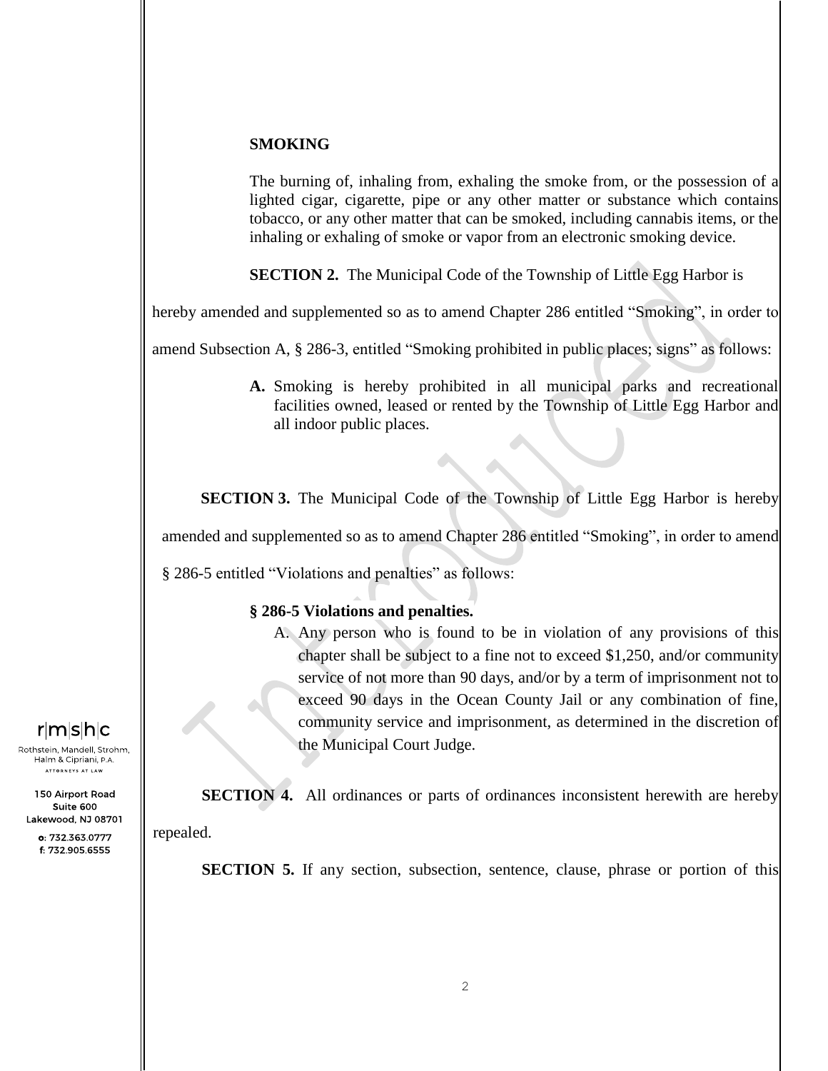**SMOKING**

The burning of, inhaling from, exhaling the smoke from, or the possession of a lighted cigar, cigarette, pipe or any other matter or substance which contains tobacco, or any other matter that can be smoked, including cannabis items, or the inhaling or exhaling of smoke or vapor from an electronic smoking device.

**SECTION 2.** The Municipal Code of the Township of Little Egg Harbor is hereby amended and supplemented so as to amend Chapter 286 entitled "Smoking", in order to amend Subsection A, § 286-3, entitled "Smoking prohibited in public places; signs" as follows:

**A.** Smoking is hereby prohibited in all municipal parks and recreational facilities owned, leased or rented by the Township of Little Egg Harbor and all indoor public places.

**SECTION 3.** The Municipal Code of the Township of Little Egg Harbor is hereby amended and supplemented so as to amend Chapter 286 entitled "Smoking", in order to amend § 286-5 entitled "Violations and penalties" as follows:

**§ 286-5 Violations and penalties.**

A. Any person who is found to be in violation of any provisions of this chapter shall be subject to a fine not to exceed $1,250, and/or community service of not more than 90 days, and/or by a term of imprisonment not to exceed 90 days in the Ocean County Jail or any combination of fine, community service and imprisonment, as determined in the discretion of the Municipal Court Judge.

**SECTION 4.** All ordinances or parts of ordinances inconsistent herewith are hereby repealed.

**SECTION 5.** If any section, subsection, sentence, clause, phrase or portion of this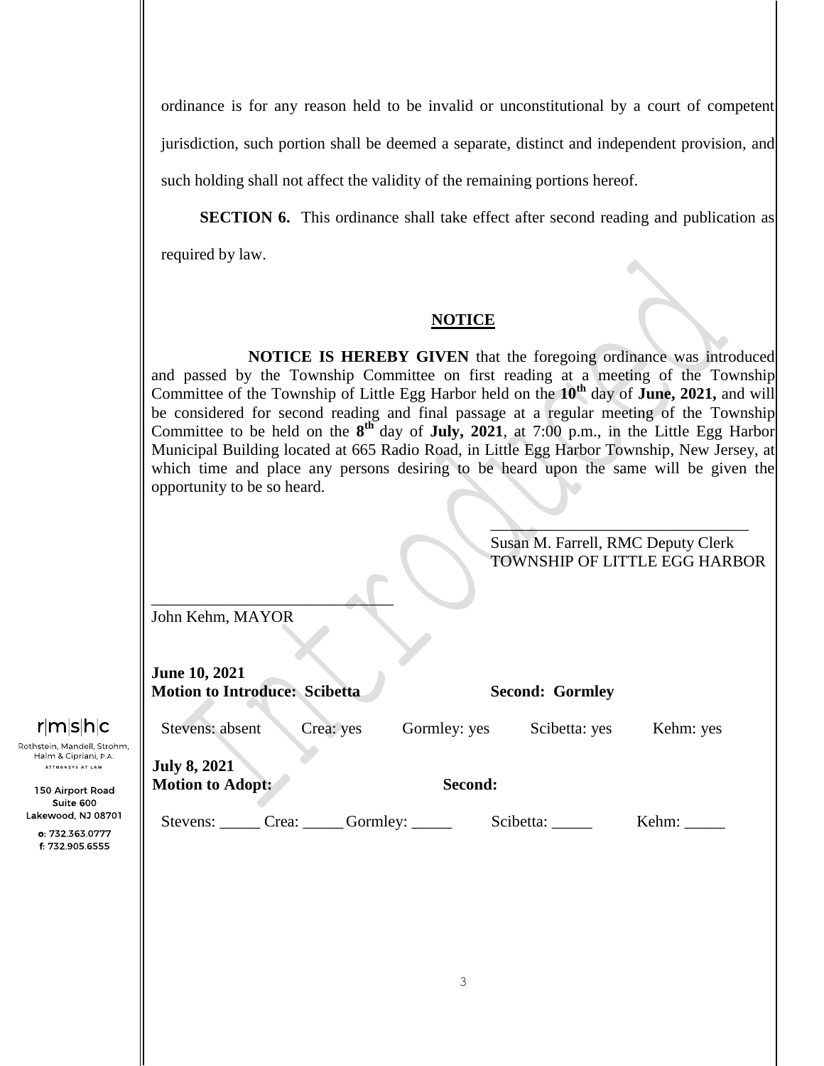ordinance is for any reason held to be invalid or unconstitutional by a court of competent jurisdiction, such portion shall be deemed a separate, distinct and independent provision, and such holding shall not affect the validity of the remaining portions hereof.

**SECTION 6.** This ordinance shall take effect after second reading and publication as required by law.

## NOTICE

**NOTICE IS HEREBY GIVEN** that the foregoing ordinance was introduced and passed by the Township Committee on first reading at a meeting of the Township Committee of the Township of Little Egg Harbor held on the **10th** day of **June, 2021,** and will be considered for second reading and final passage at a regular meeting of the Township Committee to be held on the **8th** day of **July, 2021**, at 7:00 p.m., in the Little Egg Harbor Municipal Building located at 665 Radio Road, in Little Egg Harbor Township, New Jersey, at which time and place any persons desiring to be heard upon the same will be given the opportunity to be so heard.

\_\_\_\_\_\_\_\_\_\_\_\_\_\_\_\_\_\_\_\_\_\_\_\_\_\_\_\_\_\_\_\_
Susan M. Farrell, RMC Deputy Clerk
TOWNSHIP OF LITTLE EGG HARBOR

\_\_\_\_\_\_\_\_\_\_\_\_\_\_\_\_\_\_\_\_\_\_\_\_\_\_\_\_\_\_\_\_
John Kehm, MAYOR

**June 10, 2021**
**Motion to Introduce: Scibetta** **Second: Gormley**

Stevens: absent Crea: yes Gormley: yes Scibetta: yes Kehm: yes

**July 8, 2021**
**Motion to Adopt:** **Second:**

Stevens: \_\_\_\_\_ Crea: \_\_\_\_\_ Gormley: \_\_\_\_\_ Scibetta: \_\_\_\_\_ Kehm: \_\_\_\_\_

r|m|s|h|c
Rothstein, Mandell, Strohm, Halm & Cipriani, P.A.
ATTORNEYS AT LAW
150 Airport Road
Suite 600
Lakewood, NJ 08701
o: 732.363.0777
f: 732.905.6555

Introduced